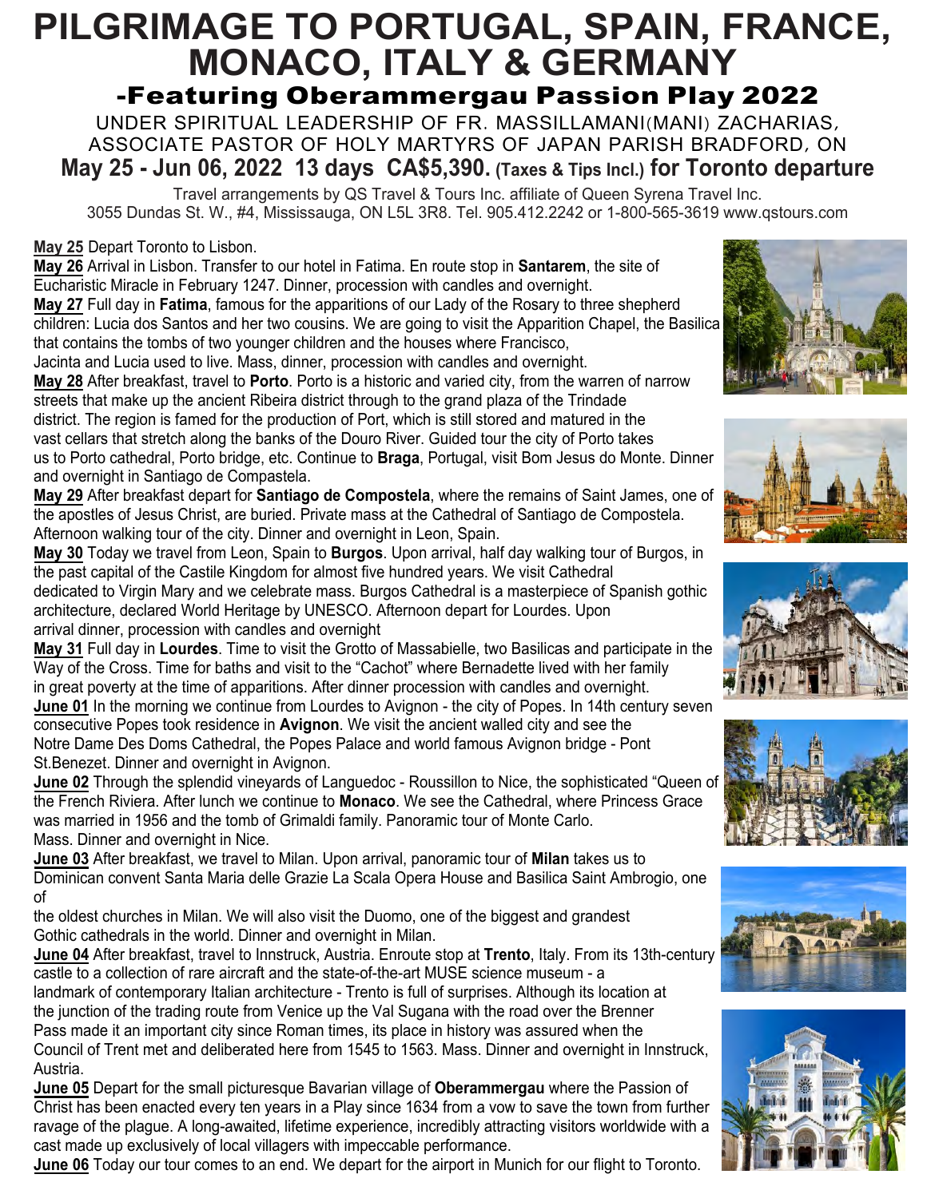# PILGRIMAGE TO PORTUGAL, SPAIN, FRANCE, MONACO, ITALY & GERMANY

## -Featuring Oberammergau Passion Play 2022

UNDER SPIRITUAL LEADERSHIP OF FR. MASSILLAMANI(MANI) ZACHARIAS, ASSOCIATE PASTOR OF HOLY MARTYRS OF JAPAN PARISH BRADFORD, ON

**May 25 - Jun 06, 2022 13 days CA$5,390. (Taxes & Tips Incl.) for Toronto departure**

Travel arrangements by QS Travel & Tours Inc. affiliate of Queen Syrena Travel Inc.
3055 Dundas St. W., #4, Mississauga, ON L5L 3R8. Tel. 905.412.2242 or 1-800-565-3619 www.qstours.com

**May 25** Depart Toronto to Lisbon.

**May 26** Arrival in Lisbon. Transfer to our hotel in Fatima. En route stop in **Santarem**, the site of Eucharistic Miracle in February 1247. Dinner, procession with candles and overnight.

**May 27** Full day in **Fatima**, famous for the apparitions of our Lady of the Rosary to three shepherd children: Lucia dos Santos and her two cousins. We are going to visit the Apparition Chapel, the Basilica that contains the tombs of two younger children and the houses where Francisco, Jacinta and Lucia used to live. Mass, dinner, procession with candles and overnight.

**May 28** After breakfast, travel to **Porto**. Porto is a historic and varied city, from the warren of narrow streets that make up the ancient Ribeira district through to the grand plaza of the Trindade district. The region is famed for the production of Port, which is still stored and matured in the vast cellars that stretch along the banks of the Douro River. Guided tour the city of Porto takes us to Porto cathedral, Porto bridge, etc. Continue to **Braga**, Portugal, visit Bom Jesus do Monte. Dinner and overnight in Santiago de Compastela.

**May 29** After breakfast depart for **Santiago de Compostela**, where the remains of Saint James, one of the apostles of Jesus Christ, are buried. Private mass at the Cathedral of Santiago de Compostela. Afternoon walking tour of the city. Dinner and overnight in Leon, Spain.

**May 30** Today we travel from Leon, Spain to **Burgos**. Upon arrival, half day walking tour of Burgos, in the past capital of the Castile Kingdom for almost five hundred years. We visit Cathedral dedicated to Virgin Mary and we celebrate mass. Burgos Cathedral is a masterpiece of Spanish gothic architecture, declared World Heritage by UNESCO. Afternoon depart for Lourdes. Upon arrival dinner, procession with candles and overnight

**May 31** Full day in **Lourdes**. Time to visit the Grotto of Massabielle, two Basilicas and participate in the Way of the Cross. Time for baths and visit to the "Cachot" where Bernadette lived with her family in great poverty at the time of apparitions. After dinner procession with candles and overnight.

**June 01** In the morning we continue from Lourdes to Avignon - the city of Popes. In 14th century seven consecutive Popes took residence in **Avignon**. We visit the ancient walled city and see the Notre Dame Des Doms Cathedral, the Popes Palace and world famous Avignon bridge - Pont St.Benezet. Dinner and overnight in Avignon.

**June 02** Through the splendid vineyards of Languedoc - Roussillon to Nice, the sophisticated "Queen of the French Riviera. After lunch we continue to **Monaco**. We see the Cathedral, where Princess Grace was married in 1956 and the tomb of Grimaldi family. Panoramic tour of Monte Carlo. Mass. Dinner and overnight in Nice.

**June 03** After breakfast, we travel to Milan. Upon arrival, panoramic tour of **Milan** takes us to Dominican convent Santa Maria delle Grazie La Scala Opera House and Basilica Saint Ambrogio, one of the oldest churches in Milan. We will also visit the Duomo, one of the biggest and grandest Gothic cathedrals in the world. Dinner and overnight in Milan.

**June 04** After breakfast, travel to Innstruck, Austria. Enroute stop at **Trento**, Italy. From its 13th-century castle to a collection of rare aircraft and the state-of-the-art MUSE science museum - a landmark of contemporary Italian architecture - Trento is full of surprises. Although its location at the junction of the trading route from Venice up the Val Sugana with the road over the Brenner Pass made it an important city since Roman times, its place in history was assured when the Council of Trent met and deliberated here from 1545 to 1563. Mass. Dinner and overnight in Innstruck, Austria.

**June 05** Depart for the small picturesque Bavarian village of **Oberammergau** where the Passion of Christ has been enacted every ten years in a Play since 1634 from a vow to save the town from further ravage of the plague. A long-awaited, lifetime experience, incredibly attracting visitors worldwide with a cast made up exclusively of local villagers with impeccable performance.

**June 06** Today our tour comes to an end. We depart for the airport in Munich for our flight to Toronto.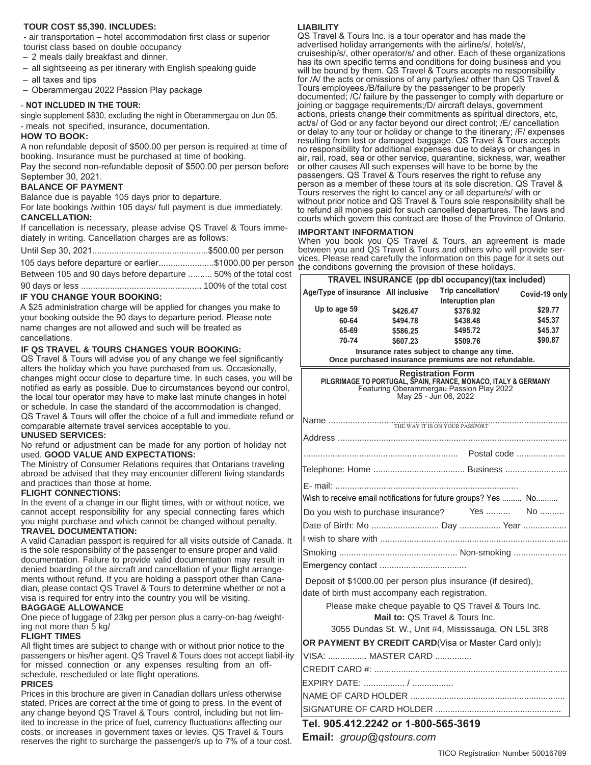**TOUR COST $5,390. INCLUDES:**

- air transportation – hotel accommodation first class or superior tourist class based on double occupancy
- 2 meals daily breakfast and dinner.
- all sightseeing as per itinerary with English speaking guide
- all taxes and tips
- Oberammergau 2022 Passion Play package

- **NOT INCLUDED IN THE TOUR:**

single supplement $830, excluding the night in Oberammergau on Jun 05.
- meals not specified, insurance, documentation.

**HOW TO BOOK:**

A non refundable deposit of $500.00 per person is required at time of booking. Insurance must be purchased at time of booking.
Pay the second non-refundable deposit of $500.00 per person before September 30, 2021.

**BALANCE OF PAYMENT**

Balance due is payable 105 days prior to departure.
For late bookings /within 105 days/ full payment is due immediately.

**CANCELLATION:**

If cancellation is necessary, please advise QS Travel & Tours immediately in writing. Cancellation charges are as follows:

Until Sep 30, 2021................................................$500.00 per person
105 days before departure or earlier.......................$1000.00 per person
Between 105 and 90 days before departure .......... 50% of the total cost
90 days or less ................................................ 100% of the total cost

**IF YOU CHANGE YOUR BOOKING:**

A $25 administration charge will be applied for changes you make to your booking outside the 90 days to departure period. Please note name changes are not allowed and such will be treated as cancellations.

**IF QS TRAVEL & TOURS CHANGES YOUR BOOKING:**

QS Travel & Tours will advise you of any change we feel significantly alters the holiday which you have purchased from us. Occasionally, changes might occur close to departure time. In such cases, you will be notified as early as possible. Due to circumstances beyond our control, the local tour operator may have to make last minute changes in hotel or schedule. In case the standard of the accommodation is changed, QS Travel & Tours will offer the choice of a full and immediate refund or comparable alternate travel services acceptable to you.

**UNUSED SERVICES:**

No refund or adjustment can be made for any portion of holiday not used. **GOOD VALUE AND EXPECTATIONS:**

The Ministry of Consumer Relations requires that Ontarians traveling abroad be advised that they may encounter different living standards and practices than those at home.

**FLIGHT CONNECTIONS:**

In the event of a change in our flight times, with or without notice, we cannot accept responsibility for any special connecting fares which you might purchase and which cannot be changed without penalty.

**TRAVEL DOCUMENTATION:**

A valid Canadian passport is required for all visits outside of Canada. It is the sole responsibility of the passenger to ensure proper and valid documentation. Failure to provide valid documentation may result in denied boarding of the aircraft and cancellation of your flight arrangements without refund. If you are holding a passport other than Canadian, please contact QS Travel & Tours to determine whether or not a visa is required for entry into the country you will be visiting.

**BAGGAGE ALLOWANCE**

One piece of luggage of 23kg per person plus a carry-on-bag /weighting not more than 5 kg/

**FLIGHT TIMES**

All flight times are subject to change with or without prior notice to the passengers or his/her agent. QS Travel & Tours does not accept liabil-ity for missed connection or any expenses resulting from an off-schedule, rescheduled or late flight operations.

**PRICES**

Prices in this brochure are given in Canadian dollars unless otherwise stated. Prices are correct at the time of going to press. In the event of any change beyond QS Travel & Tours control, including but not limited to increase in the price of fuel, currency fluctuations affecting our costs, or increases in government taxes or levies. QS Travel & Tours reserves the right to surcharge the passenger/s up to 7% of a tour cost.

**LIABILITY**

QS Travel & Tours Inc. is a tour operator and has made the advertised holiday arrangements with the airline/s/, hotel/s/, cruiseship/s/, other operator/s/ and other. Each of these organizations has its own specific terms and conditions for doing business and you will be bound by them. QS Travel & Tours accepts no responsibility for /A/ the acts or omissions of any party/ies/ other than QS Travel & Tours employees./B/failure by the passenger to be properly documented; /C/ failure by the passenger to comply with departure or joining or baggage requirements;/D/ aircraft delays, government actions, priests change their commitments as spiritual directors, etc, act/s/ of God or any factor beyond our direct control; /E/ cancellation or delay to any tour or holiday or change to the itinerary; /F/ expenses resulting from lost or damaged baggage. QS Travel & Tours accepts no responsibility for additional expenses due to delays or changes in air, rail, road, sea or other service, quarantine, sickness, war, weather or other causes All such expenses will have to be borne by the passengers. QS Travel & Tours reserves the right to refuse any person as a member of these tours at its sole discretion. QS Travel & Tours reserves the right to cancel any or all departure/s/ with or without prior notice and QS Travel & Tours sole responsibility shall be to refund all monies paid for such cancelled departures. The laws and courts which govern this contract are those of the Province of Ontario.

**IMPORTANT INFORMATION**

When you book you QS Travel & Tours, an agreement is made between you and QS Travel & Tours and others who will provide services. Please read carefully the information on this page for it sets out the conditions governing the provision of these holidays.

**TRAVEL INSURANCE (pp dbl occupancy)(tax included)**

| Age/Type of insurance | All inclusive | Trip cancellation/ Interuption plan | Covid-19 only |
|---|---|---|---|
| Up to age 59 | $426.47 | $376.92 | $29.77 |
| 60-64 | $494.78 | $438.48 | $45.37 |
| 65-69 | $586.25 | $495.72 | $45.37 |
| 70-74 | $607.23 | $509.76 | $90.87 |

**Insurance rates subject to change any time.**
**Once purchased insurance premiums are not refundable.**

## Registration Form

**PILGRIMAGE TO PORTUGAL, SPAIN, FRANCE, MONACO, ITALY & GERMANY**
Featuring Oberammergau Passion Play 2022
May 25 - Jun 06, 2022

Name ........................................................................................................
THE WAY IT IS ON YOUR PASSPORT

Address ......................................................................................................

................................................................ Postal code ....................

Telephone: Home ...................................... Business ..........................

E- mail: ............................................................................

Wish to receive email notifications for future groups? Yes ......... No..........

Do you wish to purchase insurance? Yes .......... No ..........

Date of Birth: Mo ............................ Day ................. Year ..................

I wish to share with ..................................................................................

Smoking ................................................ Non-smoking ......................

Emergency contact ....................................

Deposit of $1000.00 per person plus insurance (if desired), date of birth must accompany each registration.

Please make cheque payable to QS Travel & Tours Inc.
**Mail to:** QS Travel & Tours Inc.
3055 Dundas St. W., Unit #4, Mississauga, ON L5L 3R8

**OR PAYMENT BY CREDIT CARD**(Visa or Master Card only)**:**

VISA: ................ MASTER CARD ...............

CREDIT CARD #: .......................................................................................

EXPIRY DATE: ................. / .................

NAME OF CARD HOLDER ...............................................................

SIGNATURE OF CARD HOLDER ....................................................

**Tel. 905.412.2242 or 1-800-565-3619**

**Email:** *group@qstours.com*

TICO Registration Number 50016789